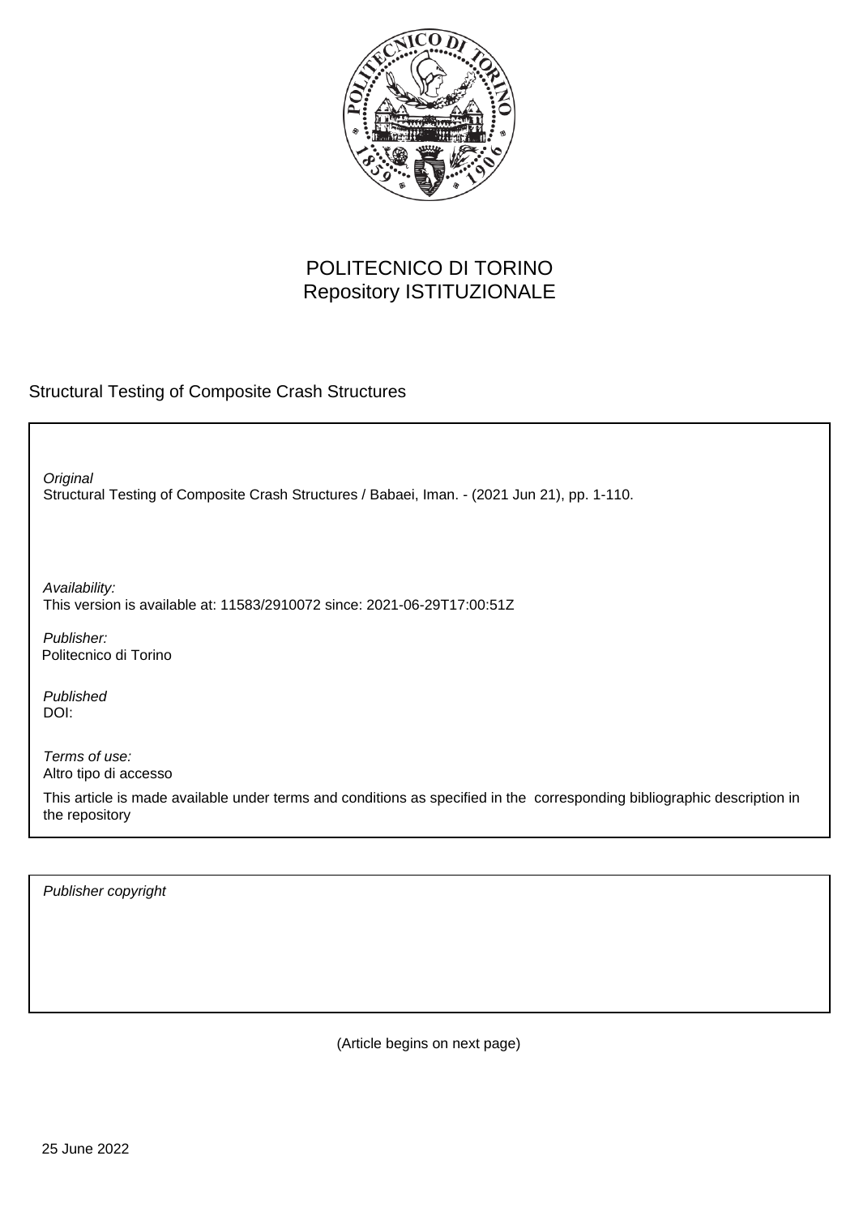POLITECNICO DI TORINO
Repository ISTITUZIONALE

Structural Testing of Composite Crash Structures

*Original*
Structural Testing of Composite Crash Structures / Babaei, Iman. - (2021 Jun 21), pp. 1-110.

*Availability:*
This version is available at: 11583/2910072 since: 2021-06-29T17:00:51Z

*Publisher:*
Politecnico di Torino

*Published*
DOI:

*Terms of use:*
Altro tipo di accesso

This article is made available under terms and conditions as specified in the corresponding bibliographic description in the repository

*Publisher copyright*

(Article begins on next page)

25 June 2022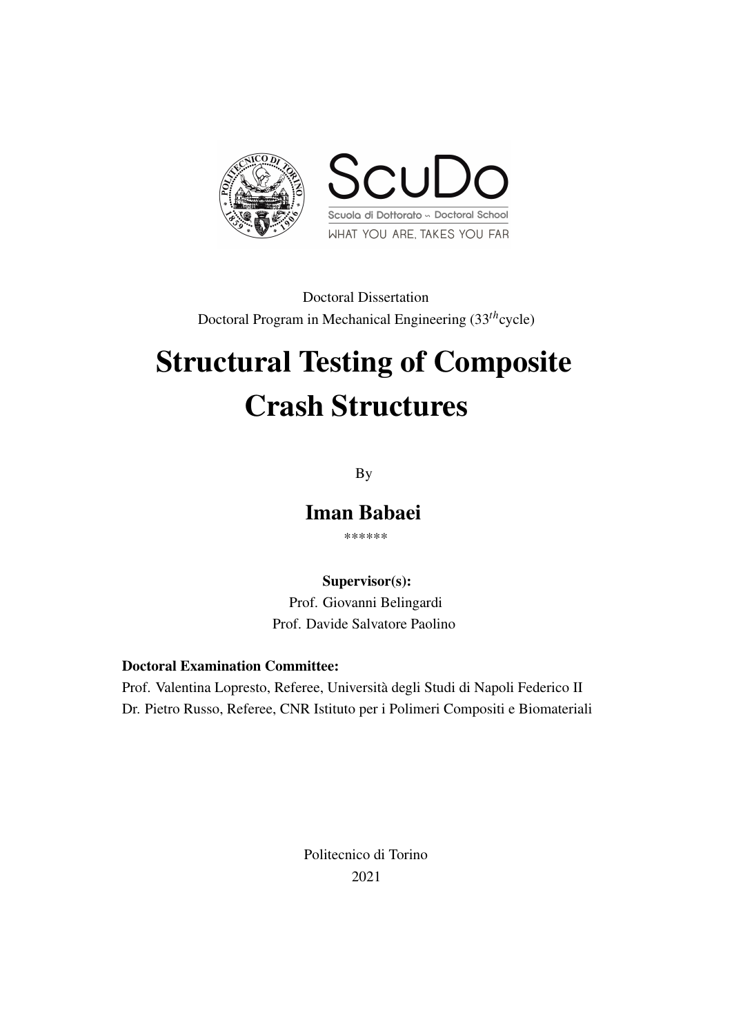ScuDo

Scuola di Dottorato ∽ Doctoral School

WHAT YOU ARE, TAKES YOU FAR

Doctoral Dissertation
Doctoral Program in Mechanical Engineering ($33^{th}$cycle)

# Structural Testing of Composite Crash Structures

By

## Iman Babaei

******

**Supervisor(s):**
Prof. Giovanni Belingardi
Prof. Davide Salvatore Paolino

**Doctoral Examination Committee:**
Prof. Valentina Lopresto, Referee, Università degli Studi di Napoli Federico II
Dr. Pietro Russo, Referee, CNR Istituto per i Polimeri Compositi e Biomateriali

Politecnico di Torino
2021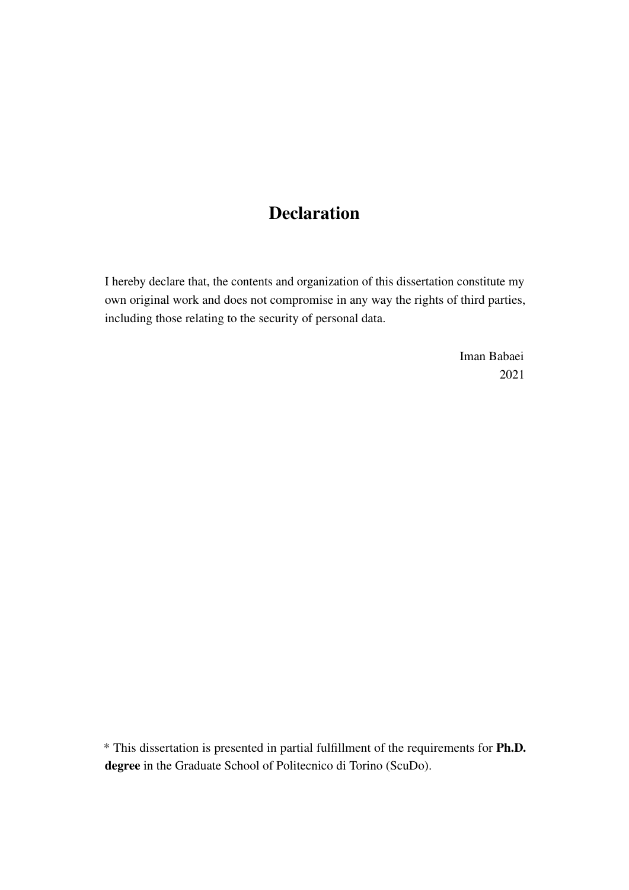# Declaration

I hereby declare that, the contents and organization of this dissertation constitute my own original work and does not compromise in any way the rights of third parties, including those relating to the security of personal data.

Iman Babaei
2021

* This dissertation is presented in partial fulfillment of the requirements for **Ph.D. degree** in the Graduate School of Politecnico di Torino (ScuDo).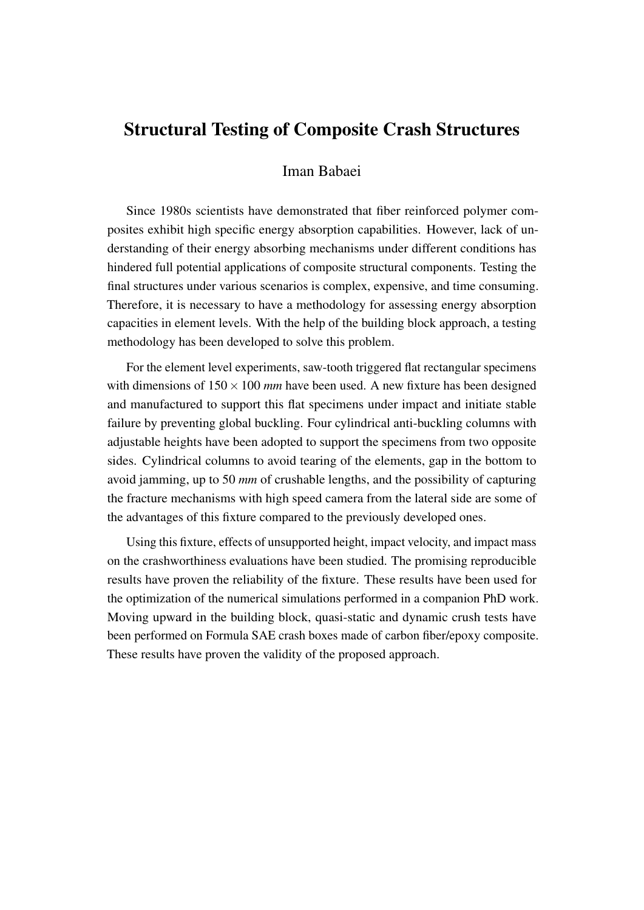# Structural Testing of Composite Crash Structures

Iman Babaei

Since 1980s scientists have demonstrated that fiber reinforced polymer composites exhibit high specific energy absorption capabilities. However, lack of understanding of their energy absorbing mechanisms under different conditions has hindered full potential applications of composite structural components. Testing the final structures under various scenarios is complex, expensive, and time consuming. Therefore, it is necessary to have a methodology for assessing energy absorption capacities in element levels. With the help of the building block approach, a testing methodology has been developed to solve this problem.

For the element level experiments, saw-tooth triggered flat rectangular specimens with dimensions of $150 \times 100$ *mm* have been used. A new fixture has been designed and manufactured to support this flat specimens under impact and initiate stable failure by preventing global buckling. Four cylindrical anti-buckling columns with adjustable heights have been adopted to support the specimens from two opposite sides. Cylindrical columns to avoid tearing of the elements, gap in the bottom to avoid jamming, up to 50 *mm* of crushable lengths, and the possibility of capturing the fracture mechanisms with high speed camera from the lateral side are some of the advantages of this fixture compared to the previously developed ones.

Using this fixture, effects of unsupported height, impact velocity, and impact mass on the crashworthiness evaluations have been studied. The promising reproducible results have proven the reliability of the fixture. These results have been used for the optimization of the numerical simulations performed in a companion PhD work. Moving upward in the building block, quasi-static and dynamic crush tests have been performed on Formula SAE crash boxes made of carbon fiber/epoxy composite. These results have proven the validity of the proposed approach.